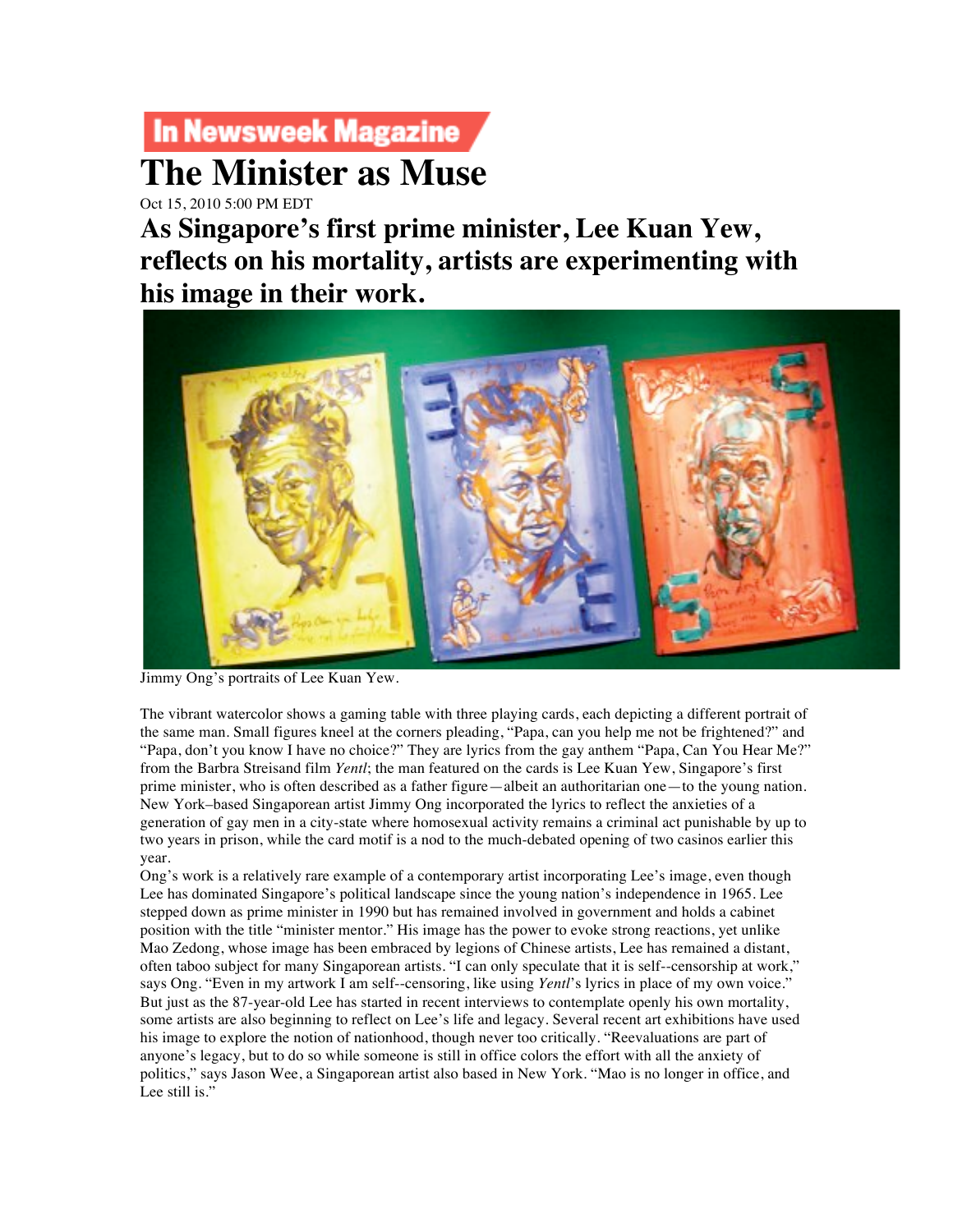In Newsweek Magazine

# The Minister as Muse

Oct 15, 2010 5:00 PM EDT

## As Singapore's first prime minister, Lee Kuan Yew, reflects on his mortality, artists are experimenting with his image in their work.

Jimmy Ong's portraits of Lee Kuan Yew.

The vibrant watercolor shows a gaming table with three playing cards, each depicting a different portrait of the same man. Small figures kneel at the corners pleading, "Papa, can you help me not be frightened?" and "Papa, don't you know I have no choice?" They are lyrics from the gay anthem "Papa, Can You Hear Me?" from the Barbra Streisand film *Yentl*; the man featured on the cards is Lee Kuan Yew, Singapore's first prime minister, who is often described as a father figure—albeit an authoritarian one—to the young nation. New York–based Singaporean artist Jimmy Ong incorporated the lyrics to reflect the anxieties of a generation of gay men in a city-state where homosexual activity remains a criminal act punishable by up to two years in prison, while the card motif is a nod to the much-debated opening of two casinos earlier this year.

Ong's work is a relatively rare example of a contemporary artist incorporating Lee's image, even though Lee has dominated Singapore's political landscape since the young nation's independence in 1965. Lee stepped down as prime minister in 1990 but has remained involved in government and holds a cabinet position with the title "minister mentor." His image has the power to evoke strong reactions, yet unlike Mao Zedong, whose image has been embraced by legions of Chinese artists, Lee has remained a distant, often taboo subject for many Singaporean artists. "I can only speculate that it is self--censorship at work," says Ong. "Even in my artwork I am self--censoring, like using *Yentl*'s lyrics in place of my own voice." But just as the 87-year-old Lee has started in recent interviews to contemplate openly his own mortality, some artists are also beginning to reflect on Lee's life and legacy. Several recent art exhibitions have used his image to explore the notion of nationhood, though never too critically. "Reevaluations are part of anyone's legacy, but to do so while someone is still in office colors the effort with all the anxiety of politics," says Jason Wee, a Singaporean artist also based in New York. "Mao is no longer in office, and Lee still is."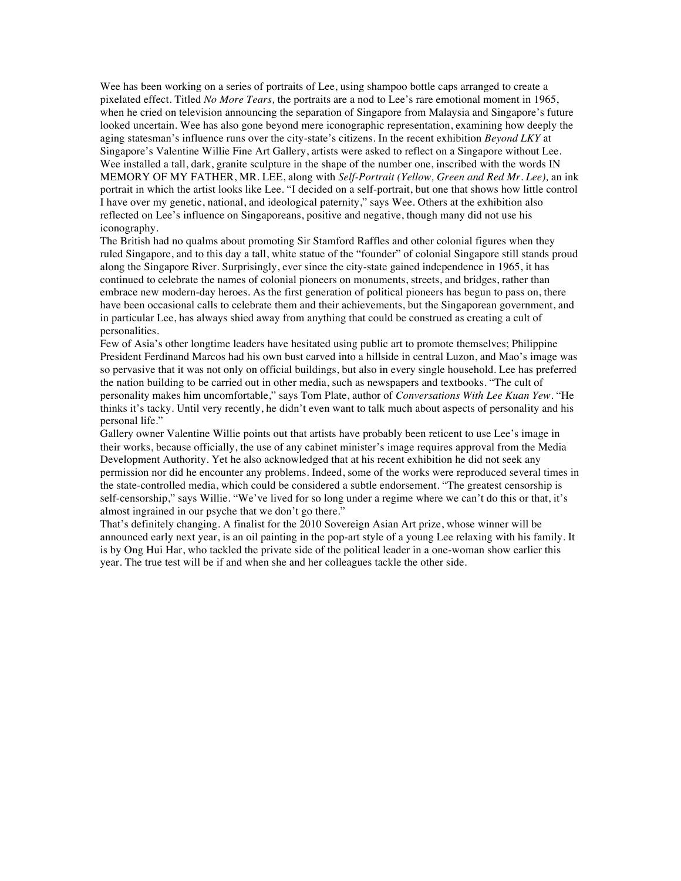Wee has been working on a series of portraits of Lee, using shampoo bottle caps arranged to create a pixelated effect. Titled *No More Tears,* the portraits are a nod to Lee's rare emotional moment in 1965, when he cried on television announcing the separation of Singapore from Malaysia and Singapore's future looked uncertain. Wee has also gone beyond mere iconographic representation, examining how deeply the aging statesman's influence runs over the city-state's citizens. In the recent exhibition *Beyond LKY* at Singapore's Valentine Willie Fine Art Gallery, artists were asked to reflect on a Singapore without Lee. Wee installed a tall, dark, granite sculpture in the shape of the number one, inscribed with the words IN MEMORY OF MY FATHER, MR. LEE, along with *Self-Portrait (Yellow, Green and Red Mr. Lee),* an ink portrait in which the artist looks like Lee. "I decided on a self-portrait, but one that shows how little control I have over my genetic, national, and ideological paternity," says Wee. Others at the exhibition also reflected on Lee's influence on Singaporeans, positive and negative, though many did not use his iconography.

The British had no qualms about promoting Sir Stamford Raffles and other colonial figures when they ruled Singapore, and to this day a tall, white statue of the "founder" of colonial Singapore still stands proud along the Singapore River. Surprisingly, ever since the city-state gained independence in 1965, it has continued to celebrate the names of colonial pioneers on monuments, streets, and bridges, rather than embrace new modern-day heroes. As the first generation of political pioneers has begun to pass on, there have been occasional calls to celebrate them and their achievements, but the Singaporean government, and in particular Lee, has always shied away from anything that could be construed as creating a cult of personalities.

Few of Asia's other longtime leaders have hesitated using public art to promote themselves; Philippine President Ferdinand Marcos had his own bust carved into a hillside in central Luzon, and Mao's image was so pervasive that it was not only on official buildings, but also in every single household. Lee has preferred the nation building to be carried out in other media, such as newspapers and textbooks. "The cult of personality makes him uncomfortable," says Tom Plate, author of *Conversations With Lee Kuan Yew*. "He thinks it's tacky. Until very recently, he didn't even want to talk much about aspects of personality and his personal life."

Gallery owner Valentine Willie points out that artists have probably been reticent to use Lee's image in their works, because officially, the use of any cabinet minister's image requires approval from the Media Development Authority. Yet he also acknowledged that at his recent exhibition he did not seek any permission nor did he encounter any problems. Indeed, some of the works were reproduced several times in the state-controlled media, which could be considered a subtle endorsement. "The greatest censorship is self-censorship," says Willie. "We've lived for so long under a regime where we can't do this or that, it's almost ingrained in our psyche that we don't go there."

That's definitely changing. A finalist for the 2010 Sovereign Asian Art prize, whose winner will be announced early next year, is an oil painting in the pop-art style of a young Lee relaxing with his family. It is by Ong Hui Har, who tackled the private side of the political leader in a one-woman show earlier this year. The true test will be if and when she and her colleagues tackle the other side.